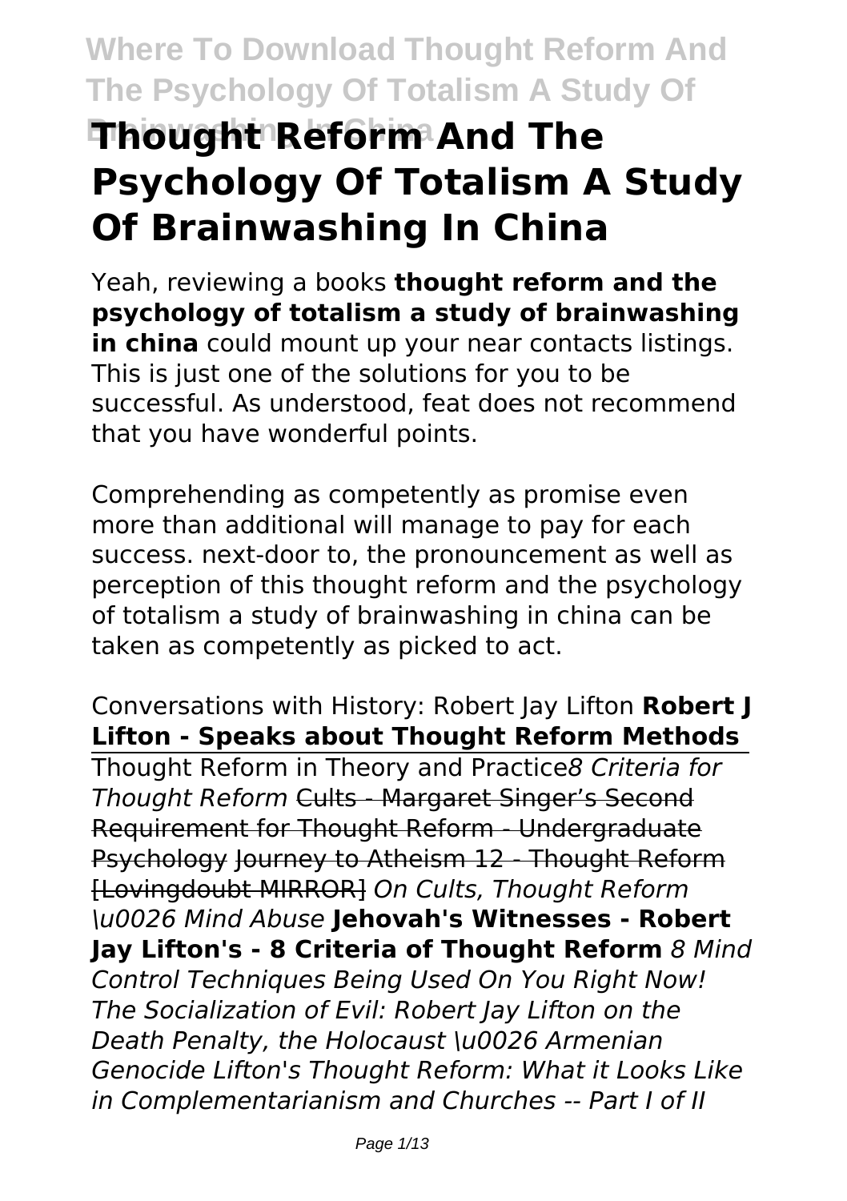# Thought Reform And The Psychology Of Totalism A Study Of Brainwashing In China

Yeah, reviewing a books **thought reform and the psychology of totalism a study of brainwashing in china** could mount up your near contacts listings. This is just one of the solutions for you to be successful. As understood, feat does not recommend that you have wonderful points.

Comprehending as competently as promise even more than additional will manage to pay for each success. next-door to, the pronouncement as well as perception of this thought reform and the psychology of totalism a study of brainwashing in china can be taken as competently as picked to act.

Conversations with History: Robert Jay Lifton **Robert J Lifton - Speaks about Thought Reform Methods**

Thought Reform in Theory and Practice *8 Criteria for Thought Reform* ~~Cults - Margaret Singer's Second Requirement for Thought Reform - Undergraduate Psychology~~ ~~Journey to Atheism 12 - Thought Reform [Lovingdoubt MIRROR]~~ *On Cults, Thought Reform \u0026 Mind Abuse* **Jehovah's Witnesses - Robert Jay Lifton's - 8 Criteria of Thought Reform** *8 Mind Control Techniques Being Used On You Right Now! The Socialization of Evil: Robert Jay Lifton on the Death Penalty, the Holocaust \u0026 Armenian Genocide Lifton's Thought Reform: What it Looks Like in Complementarianism and Churches -- Part I of II*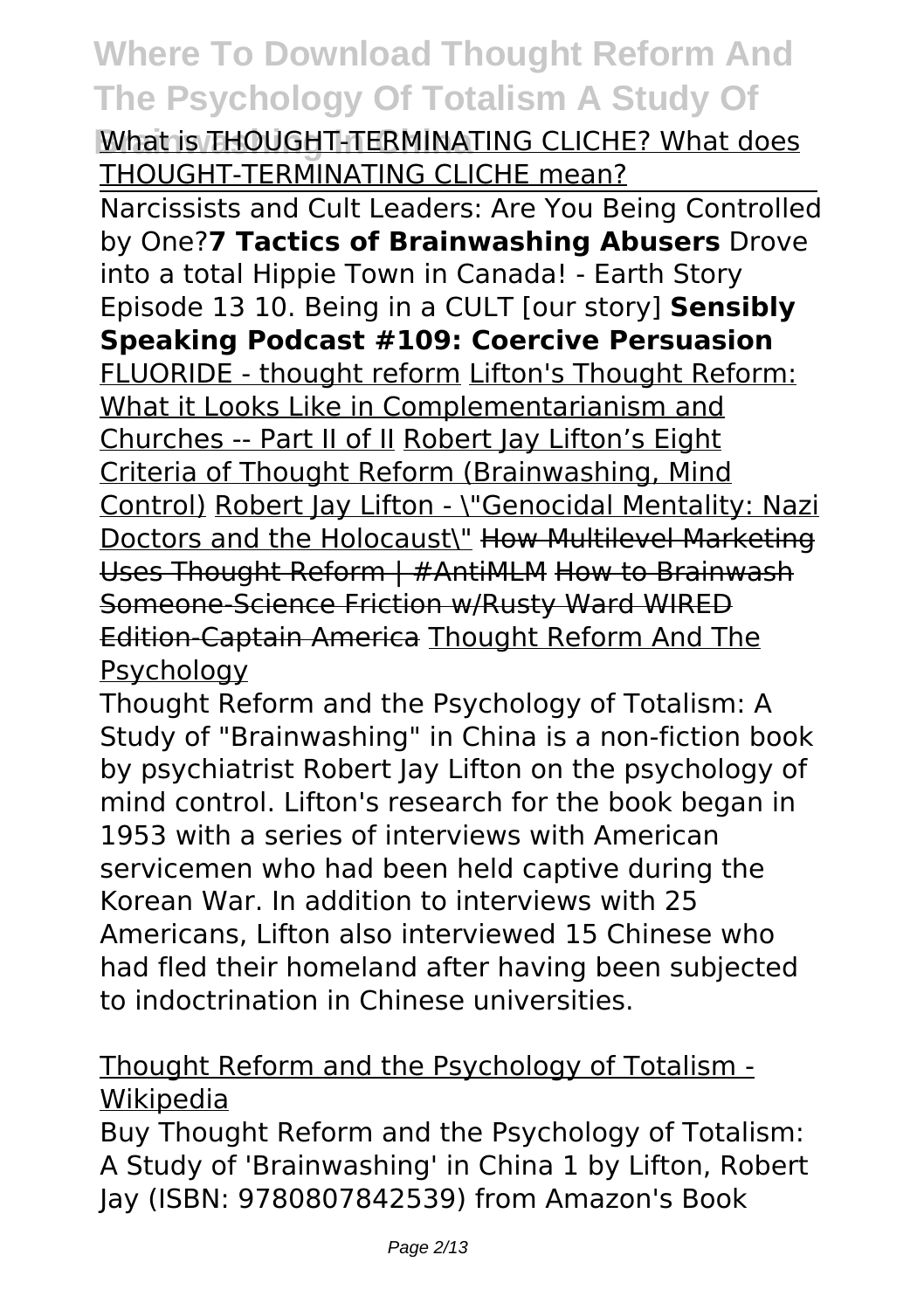What is THOUGHT-TERMINATING CLICHE? What does THOUGHT-TERMINATING CLICHE mean?

---

Narcissists and Cult Leaders: Are You Being Controlled by One? **7 Tactics of Brainwashing Abusers** Drove into a total Hippie Town in Canada! - Earth Story Episode 13 10. Being in a CULT [our story] **Sensibly Speaking Podcast #109: Coercive Persuasion** FLUORIDE - thought reform Lifton's Thought Reform: What it Looks Like in Complementarianism and Churches -- Part II of II Robert Jay Lifton's Eight Criteria of Thought Reform (Brainwashing, Mind Control) Robert Jay Lifton - \"Genocidal Mentality: Nazi Doctors and the Holocaust\" ~~How Multilevel Marketing Uses Thought Reform | #AntiMLM~~ ~~How to Brainwash Someone-Science Friction w/Rusty Ward WIRED Edition-Captain America~~ Thought Reform And The Psychology

Thought Reform and the Psychology of Totalism: A Study of "Brainwashing" in China is a non-fiction book by psychiatrist Robert Jay Lifton on the psychology of mind control. Lifton's research for the book began in 1953 with a series of interviews with American servicemen who had been held captive during the Korean War. In addition to interviews with 25 Americans, Lifton also interviewed 15 Chinese who had fled their homeland after having been subjected to indoctrination in Chinese universities.

Thought Reform and the Psychology of Totalism - Wikipedia

Buy Thought Reform and the Psychology of Totalism: A Study of 'Brainwashing' in China 1 by Lifton, Robert Jay (ISBN: 9780807842539) from Amazon's Book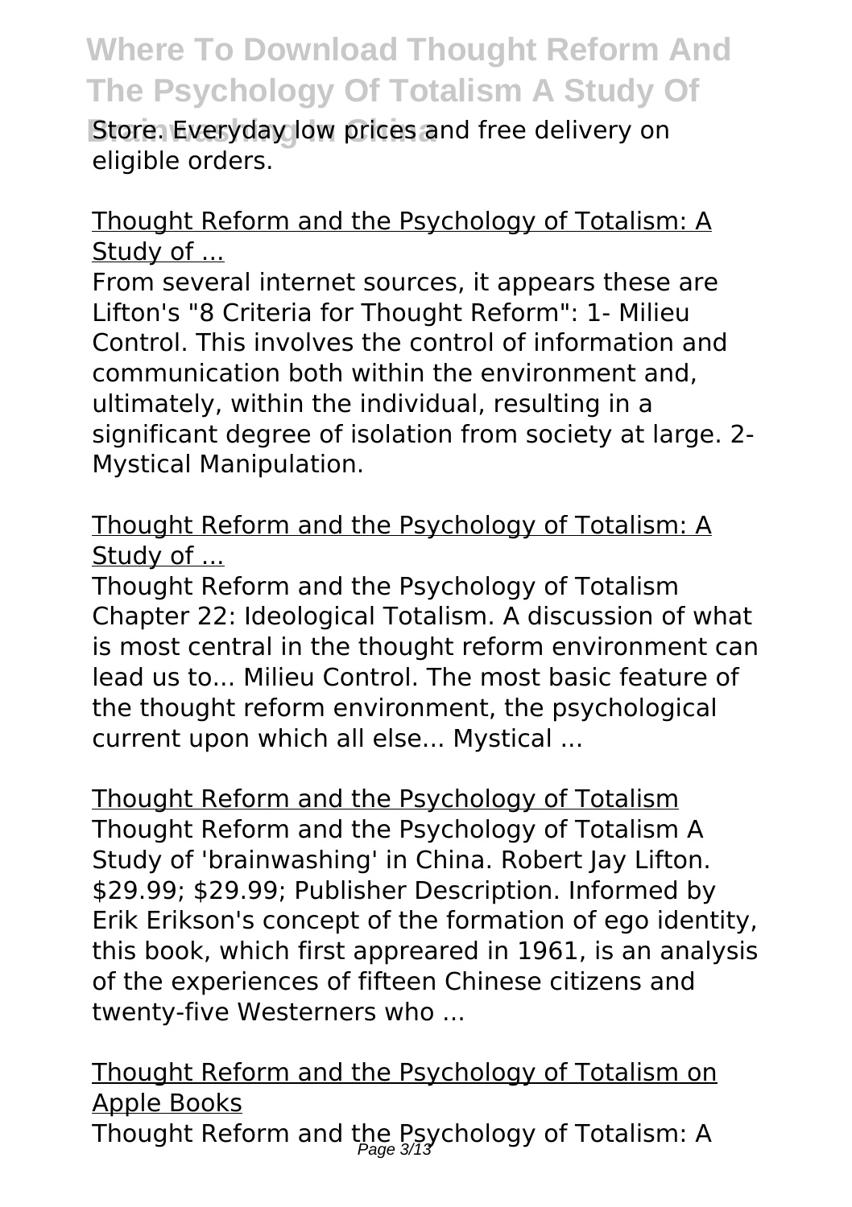Store. Everyday low prices and free delivery on eligible orders.

Thought Reform and the Psychology of Totalism: A Study of ...

From several internet sources, it appears these are Lifton's "8 Criteria for Thought Reform": 1- Milieu Control. This involves the control of information and communication both within the environment and, ultimately, within the individual, resulting in a significant degree of isolation from society at large. 2- Mystical Manipulation.

Thought Reform and the Psychology of Totalism: A Study of ...

Thought Reform and the Psychology of Totalism Chapter 22: Ideological Totalism. A discussion of what is most central in the thought reform environment can lead us to... Milieu Control. The most basic feature of the thought reform environment, the psychological current upon which all else... Mystical ...

Thought Reform and the Psychology of Totalism

Thought Reform and the Psychology of Totalism A Study of 'brainwashing' in China. Robert Jay Lifton. $29.99; $29.99; Publisher Description. Informed by Erik Erikson's concept of the formation of ego identity, this book, which first appreared in 1961, is an analysis of the experiences of fifteen Chinese citizens and twenty-five Westerners who ...

Thought Reform and the Psychology of Totalism on Apple Books

Thought Reform and the Psychology of Totalism: A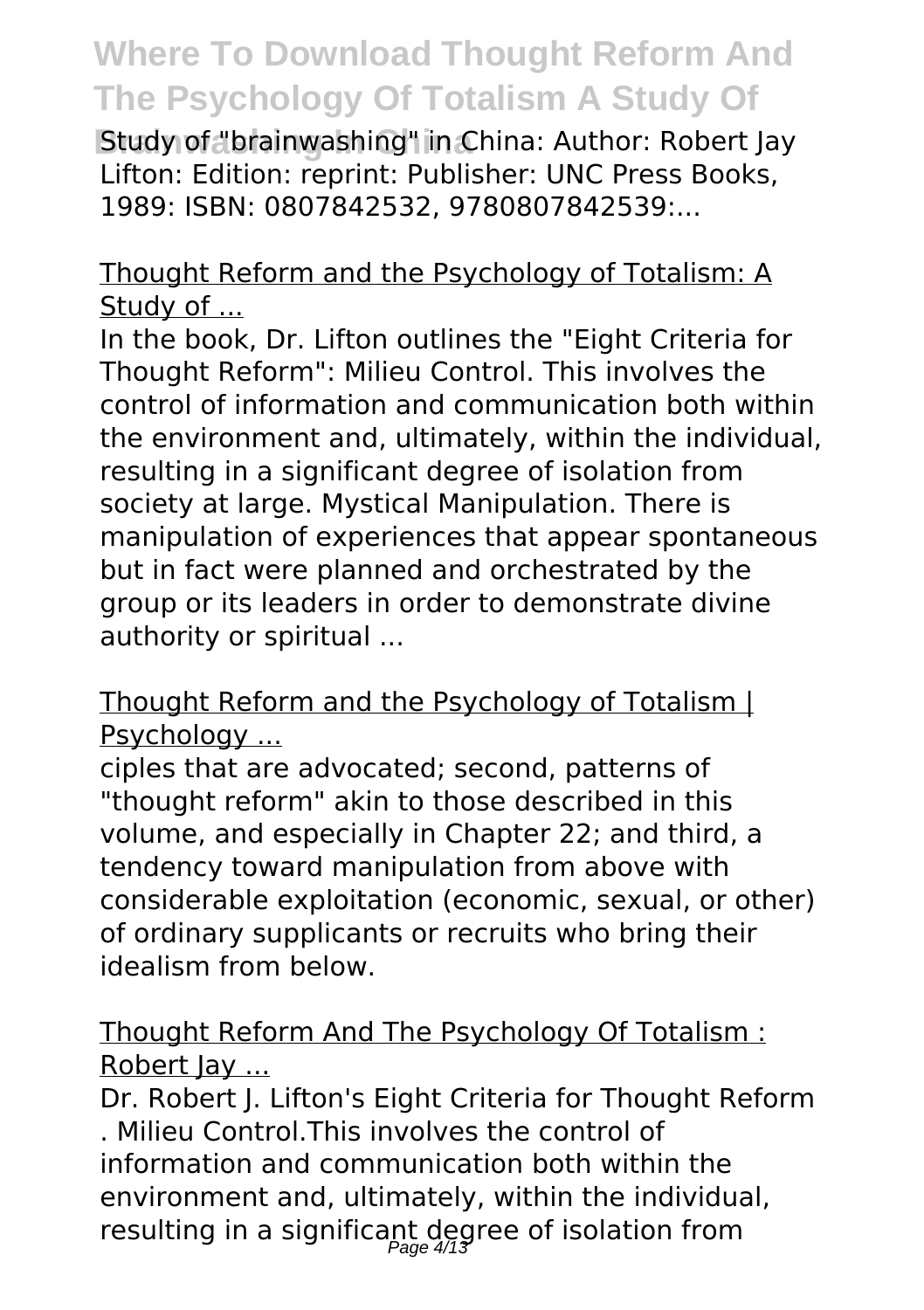Study of "brainwashing" in China: Author: Robert Jay Lifton: Edition: reprint: Publisher: UNC Press Books, 1989: ISBN: 0807842532, 9780807842539:...

Thought Reform and the Psychology of Totalism: A Study of ...

In the book, Dr. Lifton outlines the "Eight Criteria for Thought Reform": Milieu Control. This involves the control of information and communication both within the environment and, ultimately, within the individual, resulting in a significant degree of isolation from society at large. Mystical Manipulation. There is manipulation of experiences that appear spontaneous but in fact were planned and orchestrated by the group or its leaders in order to demonstrate divine authority or spiritual ...

Thought Reform and the Psychology of Totalism | Psychology ...

ciples that are advocated; second, patterns of "thought reform" akin to those described in this volume, and especially in Chapter 22; and third, a tendency toward manipulation from above with considerable exploitation (economic, sexual, or other) of ordinary supplicants or recruits who bring their idealism from below.

Thought Reform And The Psychology Of Totalism : Robert Jay ...

Dr. Robert J. Lifton's Eight Criteria for Thought Reform . Milieu Control.This involves the control of information and communication both within the environment and, ultimately, within the individual, resulting in a significant degree of isolation from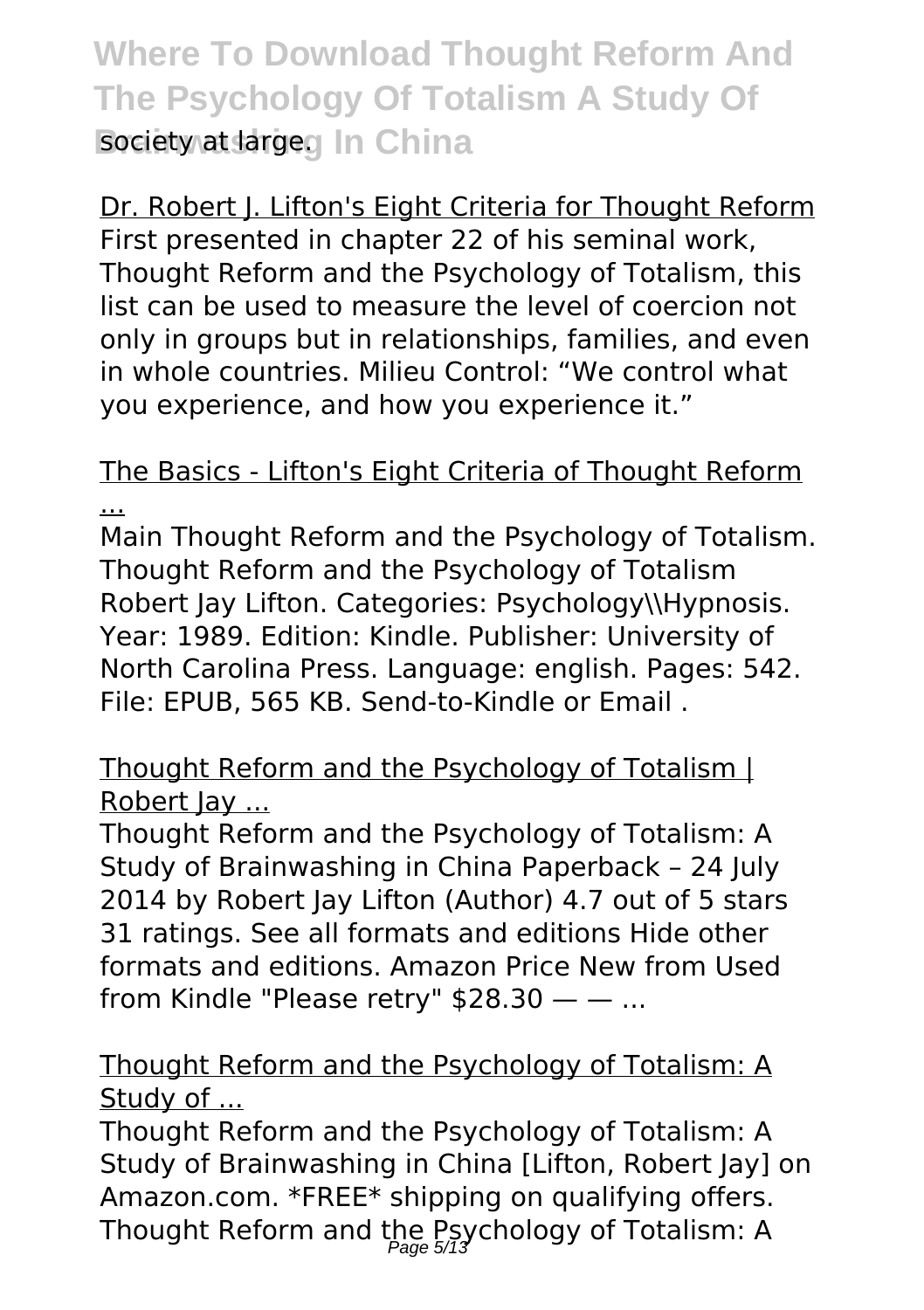society at large.

Dr. Robert J. Lifton's Eight Criteria for Thought Reform
First presented in chapter 22 of his seminal work, Thought Reform and the Psychology of Totalism, this list can be used to measure the level of coercion not only in groups but in relationships, families, and even in whole countries. Milieu Control: "We control what you experience, and how you experience it."

The Basics - Lifton's Eight Criteria of Thought Reform ...
Main Thought Reform and the Psychology of Totalism. Thought Reform and the Psychology of Totalism Robert Jay Lifton. Categories: Psychology\\Hypnosis. Year: 1989. Edition: Kindle. Publisher: University of North Carolina Press. Language: english. Pages: 542. File: EPUB, 565 KB. Send-to-Kindle or Email .

Thought Reform and the Psychology of Totalism | Robert Jay ...
Thought Reform and the Psychology of Totalism: A Study of Brainwashing in China Paperback – 24 July 2014 by Robert Jay Lifton (Author) 4.7 out of 5 stars 31 ratings. See all formats and editions Hide other formats and editions. Amazon Price New from Used from Kindle "Please retry" $28.30 — — ...

Thought Reform and the Psychology of Totalism: A Study of ...
Thought Reform and the Psychology of Totalism: A Study of Brainwashing in China [Lifton, Robert Jay] on Amazon.com. *FREE* shipping on qualifying offers. Thought Reform and the Psychology of Totalism: A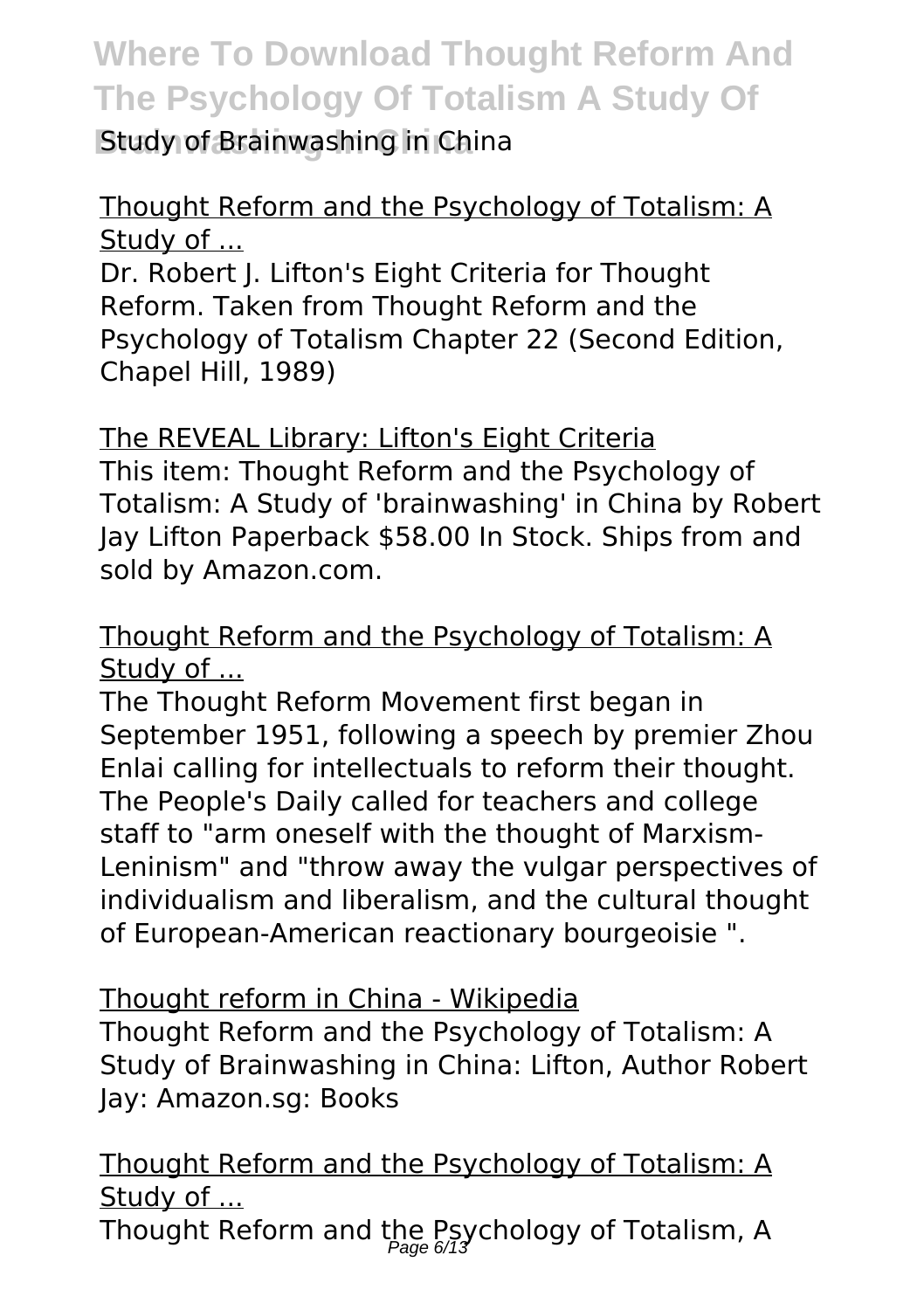Study of Brainwashing in China

Thought Reform and the Psychology of Totalism: A Study of ...

Dr. Robert J. Lifton's Eight Criteria for Thought Reform. Taken from Thought Reform and the Psychology of Totalism Chapter 22 (Second Edition, Chapel Hill, 1989)

The REVEAL Library: Lifton's Eight Criteria

This item: Thought Reform and the Psychology of Totalism: A Study of 'brainwashing' in China by Robert Jay Lifton Paperback $58.00 In Stock. Ships from and sold by Amazon.com.

Thought Reform and the Psychology of Totalism: A Study of ...

The Thought Reform Movement first began in September 1951, following a speech by premier Zhou Enlai calling for intellectuals to reform their thought. The People's Daily called for teachers and college staff to "arm oneself with the thought of Marxism-Leninism" and "throw away the vulgar perspectives of individualism and liberalism, and the cultural thought of European-American reactionary bourgeoisie ".

Thought reform in China - Wikipedia

Thought Reform and the Psychology of Totalism: A Study of Brainwashing in China: Lifton, Author Robert Jay: Amazon.sg: Books

Thought Reform and the Psychology of Totalism: A Study of ...

Thought Reform and the Psychology of Totalism, A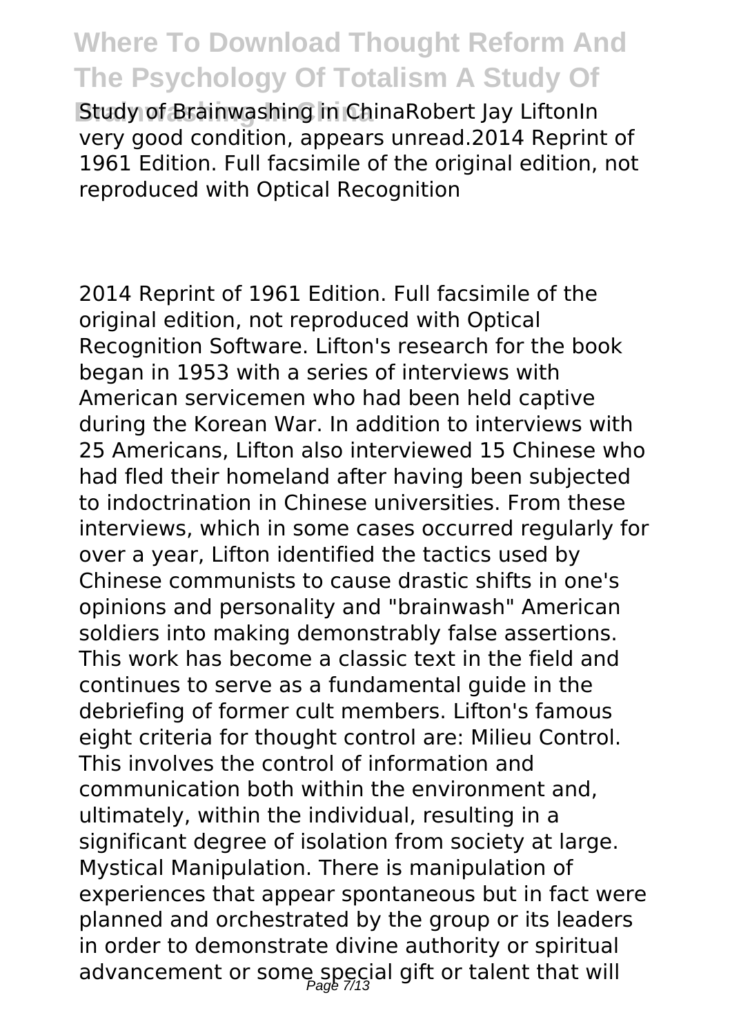Study of Brainwashing in ChinaRobert Jay LiftonIn very good condition, appears unread.2014 Reprint of 1961 Edition. Full facsimile of the original edition, not reproduced with Optical Recognition

2014 Reprint of 1961 Edition. Full facsimile of the original edition, not reproduced with Optical Recognition Software. Lifton's research for the book began in 1953 with a series of interviews with American servicemen who had been held captive during the Korean War. In addition to interviews with 25 Americans, Lifton also interviewed 15 Chinese who had fled their homeland after having been subjected to indoctrination in Chinese universities. From these interviews, which in some cases occurred regularly for over a year, Lifton identified the tactics used by Chinese communists to cause drastic shifts in one's opinions and personality and "brainwash" American soldiers into making demonstrably false assertions. This work has become a classic text in the field and continues to serve as a fundamental guide in the debriefing of former cult members. Lifton's famous eight criteria for thought control are: Milieu Control. This involves the control of information and communication both within the environment and, ultimately, within the individual, resulting in a significant degree of isolation from society at large. Mystical Manipulation. There is manipulation of experiences that appear spontaneous but in fact were planned and orchestrated by the group or its leaders in order to demonstrate divine authority or spiritual advancement or some special gift or talent that will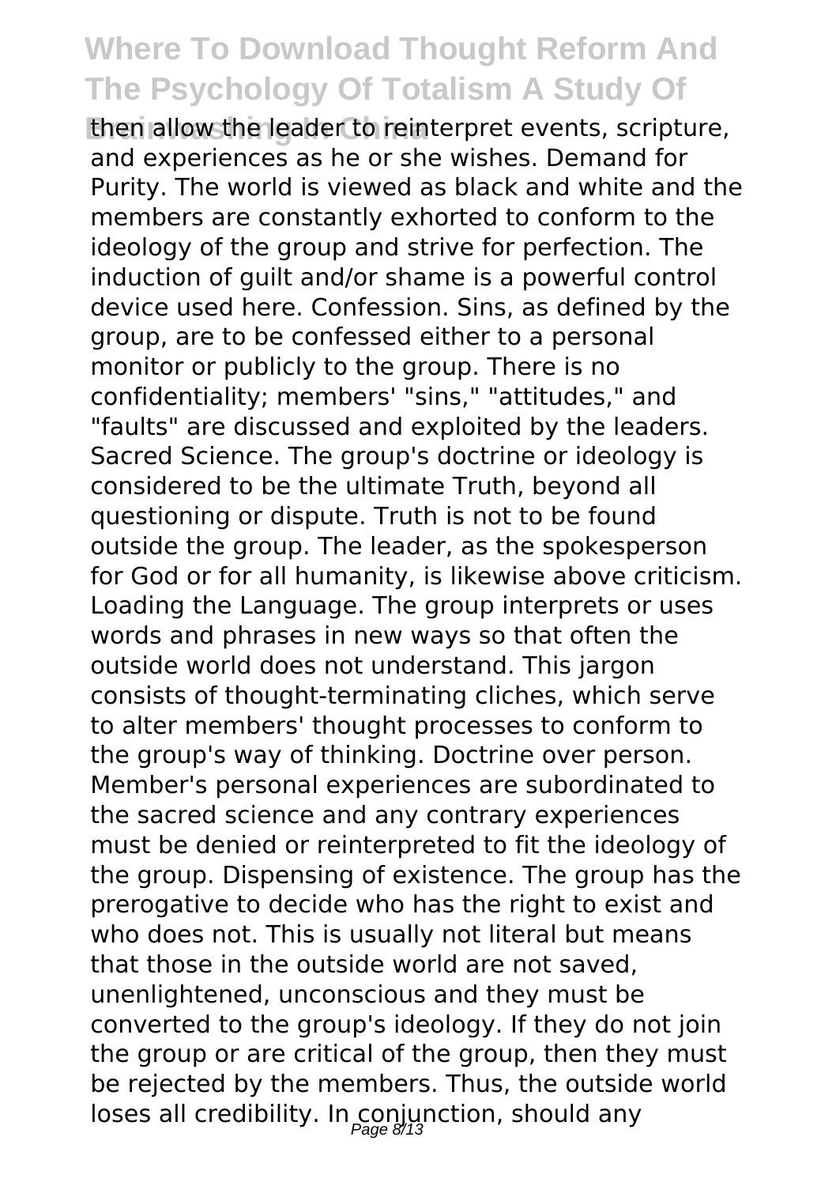then allow the leader to reinterpret events, scripture, and experiences as he or she wishes. Demand for Purity. The world is viewed as black and white and the members are constantly exhorted to conform to the ideology of the group and strive for perfection. The induction of guilt and/or shame is a powerful control device used here. Confession. Sins, as defined by the group, are to be confessed either to a personal monitor or publicly to the group. There is no confidentiality; members' "sins," "attitudes," and "faults" are discussed and exploited by the leaders. Sacred Science. The group's doctrine or ideology is considered to be the ultimate Truth, beyond all questioning or dispute. Truth is not to be found outside the group. The leader, as the spokesperson for God or for all humanity, is likewise above criticism. Loading the Language. The group interprets or uses words and phrases in new ways so that often the outside world does not understand. This jargon consists of thought-terminating cliches, which serve to alter members' thought processes to conform to the group's way of thinking. Doctrine over person. Member's personal experiences are subordinated to the sacred science and any contrary experiences must be denied or reinterpreted to fit the ideology of the group. Dispensing of existence. The group has the prerogative to decide who has the right to exist and who does not. This is usually not literal but means that those in the outside world are not saved, unenlightened, unconscious and they must be converted to the group's ideology. If they do not join the group or are critical of the group, then they must be rejected by the members. Thus, the outside world loses all credibility. In conjunction, should any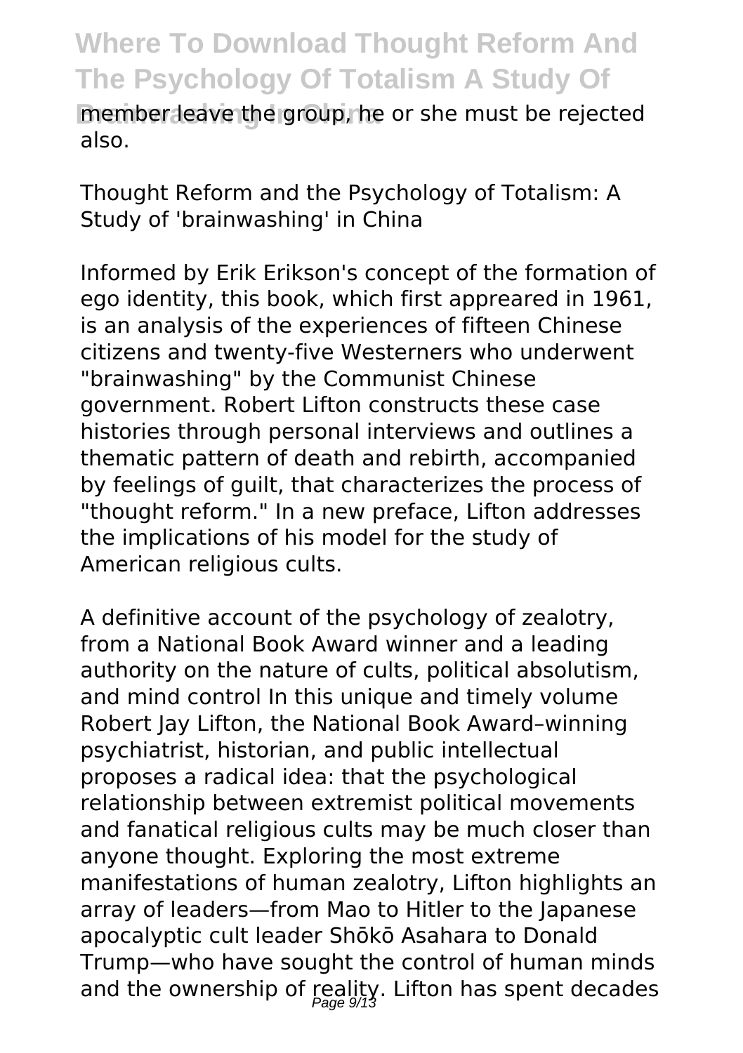member leave the group, he or she must be rejected also.

Thought Reform and the Psychology of Totalism: A Study of 'brainwashing' in China

Informed by Erik Erikson's concept of the formation of ego identity, this book, which first appreared in 1961, is an analysis of the experiences of fifteen Chinese citizens and twenty-five Westerners who underwent "brainwashing" by the Communist Chinese government. Robert Lifton constructs these case histories through personal interviews and outlines a thematic pattern of death and rebirth, accompanied by feelings of guilt, that characterizes the process of "thought reform." In a new preface, Lifton addresses the implications of his model for the study of American religious cults.

A definitive account of the psychology of zealotry, from a National Book Award winner and a leading authority on the nature of cults, political absolutism, and mind control In this unique and timely volume Robert Jay Lifton, the National Book Award–winning psychiatrist, historian, and public intellectual proposes a radical idea: that the psychological relationship between extremist political movements and fanatical religious cults may be much closer than anyone thought. Exploring the most extreme manifestations of human zealotry, Lifton highlights an array of leaders—from Mao to Hitler to the Japanese apocalyptic cult leader Shōkō Asahara to Donald Trump—who have sought the control of human minds and the ownership of reality. Lifton has spent decades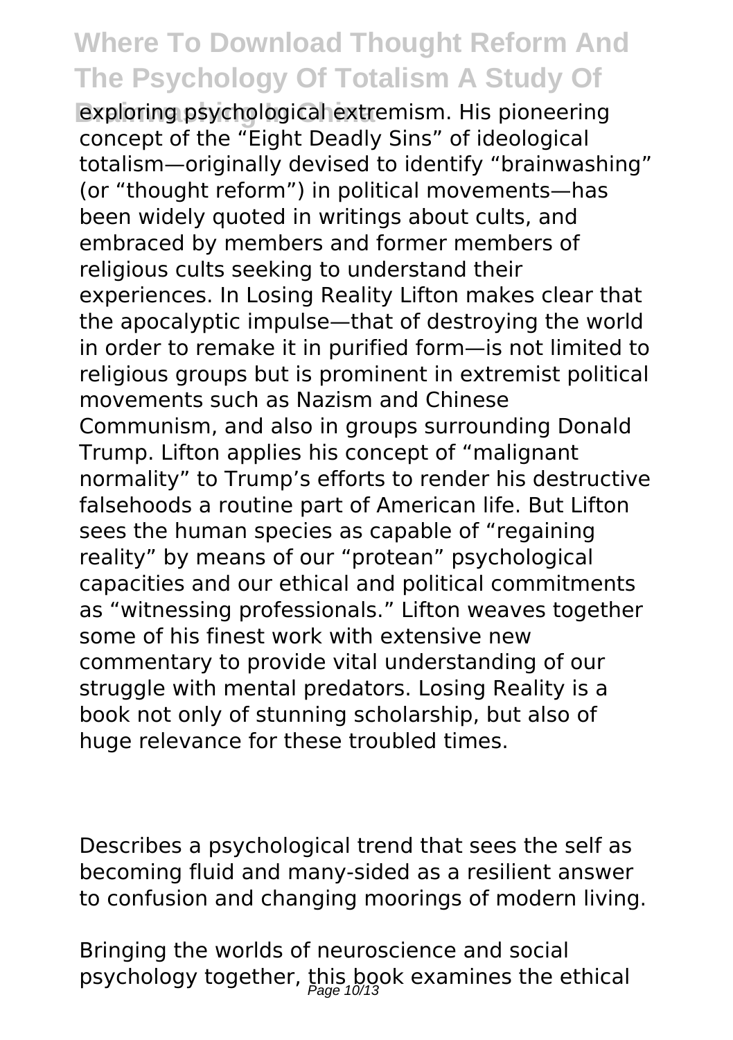exploring psychological extremism. His pioneering concept of the "Eight Deadly Sins" of ideological totalism—originally devised to identify "brainwashing" (or "thought reform") in political movements—has been widely quoted in writings about cults, and embraced by members and former members of religious cults seeking to understand their experiences. In Losing Reality Lifton makes clear that the apocalyptic impulse—that of destroying the world in order to remake it in purified form—is not limited to religious groups but is prominent in extremist political movements such as Nazism and Chinese Communism, and also in groups surrounding Donald Trump. Lifton applies his concept of "malignant normality" to Trump's efforts to render his destructive falsehoods a routine part of American life. But Lifton sees the human species as capable of "regaining reality" by means of our "protean" psychological capacities and our ethical and political commitments as "witnessing professionals." Lifton weaves together some of his finest work with extensive new commentary to provide vital understanding of our struggle with mental predators. Losing Reality is a book not only of stunning scholarship, but also of huge relevance for these troubled times.

Describes a psychological trend that sees the self as becoming fluid and many-sided as a resilient answer to confusion and changing moorings of modern living.

Bringing the worlds of neuroscience and social psychology together, this book examines the ethical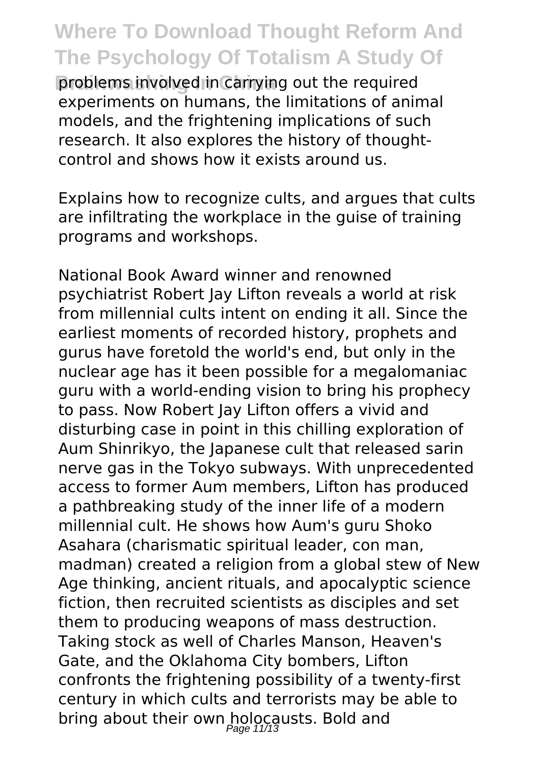problems involved in carrying out the required experiments on humans, the limitations of animal models, and the frightening implications of such research. It also explores the history of thought-control and shows how it exists around us.

Explains how to recognize cults, and argues that cults are infiltrating the workplace in the guise of training programs and workshops.

National Book Award winner and renowned psychiatrist Robert Jay Lifton reveals a world at risk from millennial cults intent on ending it all. Since the earliest moments of recorded history, prophets and gurus have foretold the world's end, but only in the nuclear age has it been possible for a megalomaniac guru with a world-ending vision to bring his prophecy to pass. Now Robert Jay Lifton offers a vivid and disturbing case in point in this chilling exploration of Aum Shinrikyo, the Japanese cult that released sarin nerve gas in the Tokyo subways. With unprecedented access to former Aum members, Lifton has produced a pathbreaking study of the inner life of a modern millennial cult. He shows how Aum's guru Shoko Asahara (charismatic spiritual leader, con man, madman) created a religion from a global stew of New Age thinking, ancient rituals, and apocalyptic science fiction, then recruited scientists as disciples and set them to producing weapons of mass destruction. Taking stock as well of Charles Manson, Heaven's Gate, and the Oklahoma City bombers, Lifton confronts the frightening possibility of a twenty-first century in which cults and terrorists may be able to bring about their own holocausts. Bold and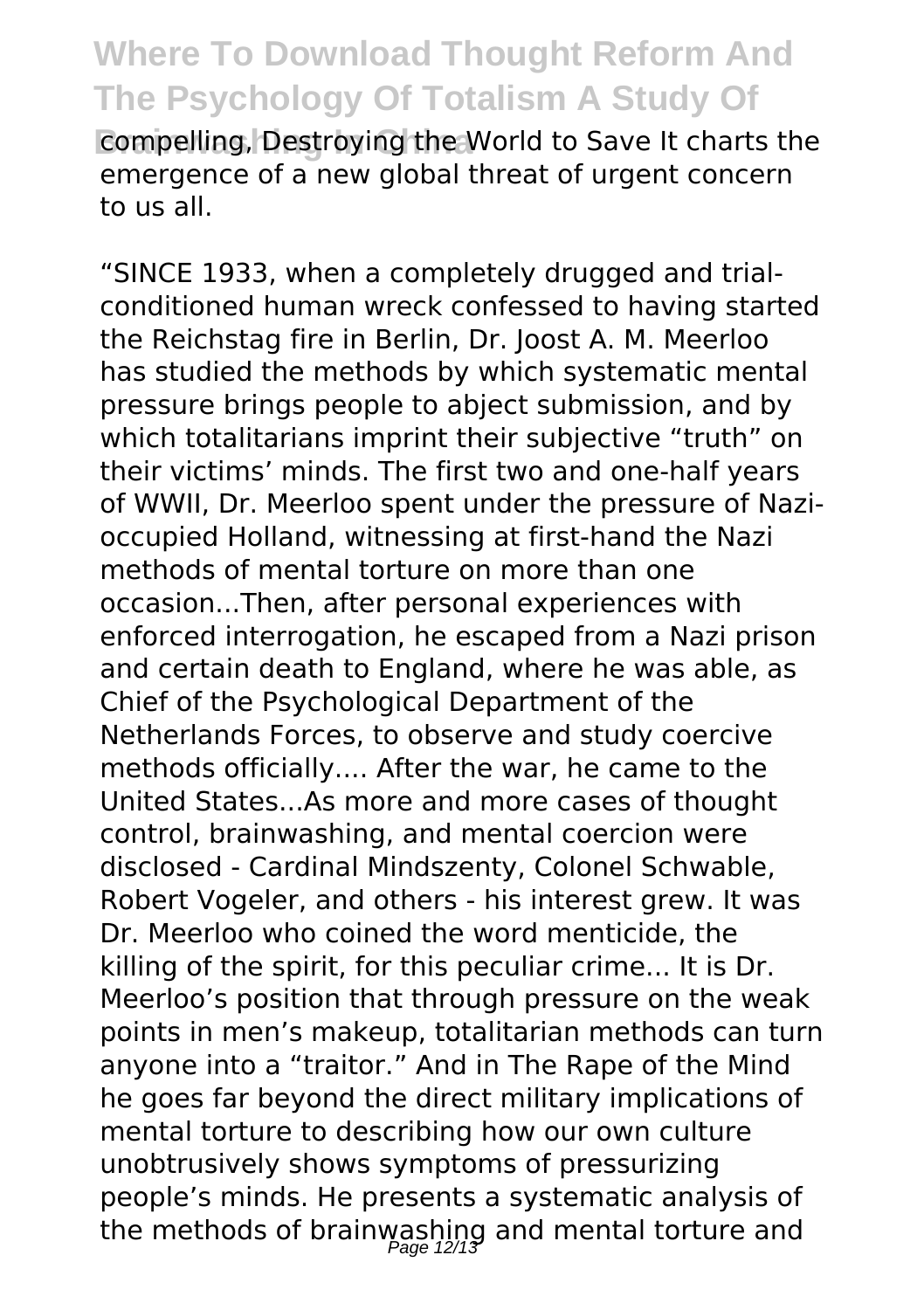compelling, Destroying the World to Save It charts the emergence of a new global threat of urgent concern to us all.

"SINCE 1933, when a completely drugged and trial-conditioned human wreck confessed to having started the Reichstag fire in Berlin, Dr. Joost A. M. Meerloo has studied the methods by which systematic mental pressure brings people to abject submission, and by which totalitarians imprint their subjective "truth" on their victims' minds. The first two and one-half years of WWII, Dr. Meerloo spent under the pressure of Nazi-occupied Holland, witnessing at first-hand the Nazi methods of mental torture on more than one occasion...Then, after personal experiences with enforced interrogation, he escaped from a Nazi prison and certain death to England, where he was able, as Chief of the Psychological Department of the Netherlands Forces, to observe and study coercive methods officially.... After the war, he came to the United States...As more and more cases of thought control, brainwashing, and mental coercion were disclosed - Cardinal Mindszenty, Colonel Schwable, Robert Vogeler, and others - his interest grew. It was Dr. Meerloo who coined the word menticide, the killing of the spirit, for this peculiar crime... It is Dr. Meerloo's position that through pressure on the weak points in men's makeup, totalitarian methods can turn anyone into a "traitor." And in The Rape of the Mind he goes far beyond the direct military implications of mental torture to describing how our own culture unobtrusively shows symptoms of pressurizing people's minds. He presents a systematic analysis of the methods of brainwashing and mental torture and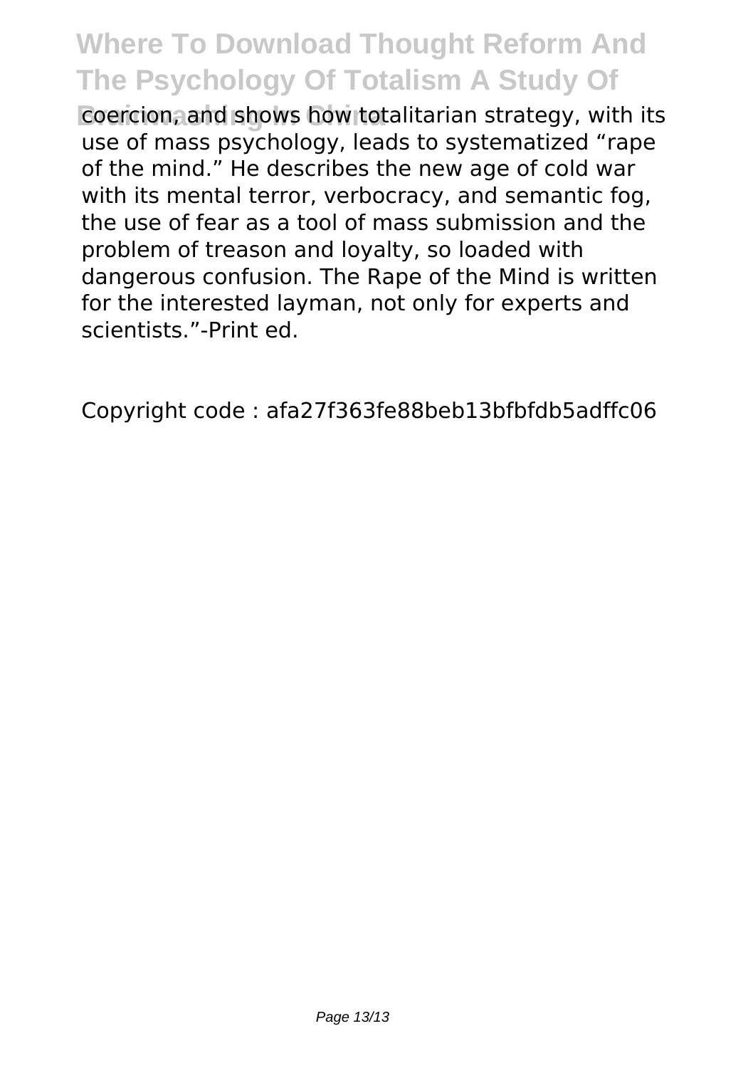coercion, and shows how totalitarian strategy, with its use of mass psychology, leads to systematized "rape of the mind." He describes the new age of cold war with its mental terror, verbocracy, and semantic fog, the use of fear as a tool of mass submission and the problem of treason and loyalty, so loaded with dangerous confusion. The Rape of the Mind is written for the interested layman, not only for experts and scientists."-Print ed.

Copyright code : afa27f363fe88beb13bfbfdb5adffc06